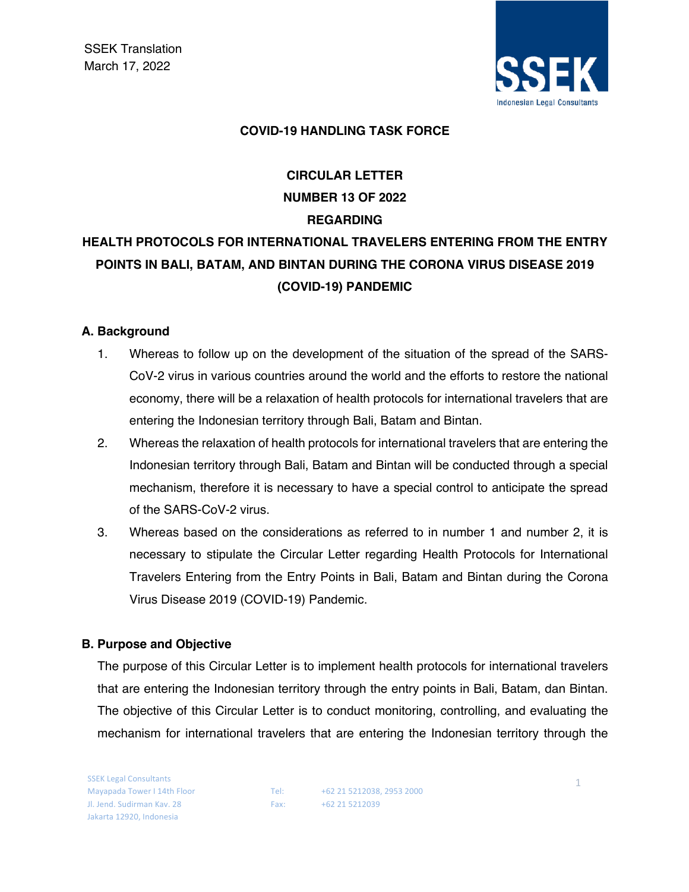SSEK Translation
March 17, 2022

**COVID-19 HANDLING TASK FORCE**

**CIRCULAR LETTER**
**NUMBER 13 OF 2022**
**REGARDING**
**HEALTH PROTOCOLS FOR INTERNATIONAL TRAVELERS ENTERING FROM THE ENTRY POINTS IN BALI, BATAM, AND BINTAN DURING THE CORONA VIRUS DISEASE 2019 (COVID-19) PANDEMIC**

## A. Background

1. Whereas to follow up on the development of the situation of the spread of the SARS-CoV-2 virus in various countries around the world and the efforts to restore the national economy, there will be a relaxation of health protocols for international travelers that are entering the Indonesian territory through Bali, Batam and Bintan.
2. Whereas the relaxation of health protocols for international travelers that are entering the Indonesian territory through Bali, Batam and Bintan will be conducted through a special mechanism, therefore it is necessary to have a special control to anticipate the spread of the SARS-CoV-2 virus.
3. Whereas based on the considerations as referred to in number 1 and number 2, it is necessary to stipulate the Circular Letter regarding Health Protocols for International Travelers Entering from the Entry Points in Bali, Batam and Bintan during the Corona Virus Disease 2019 (COVID-19) Pandemic.

## B. Purpose and Objective

The purpose of this Circular Letter is to implement health protocols for international travelers that are entering the Indonesian territory through the entry points in Bali, Batam, dan Bintan. The objective of this Circular Letter is to conduct monitoring, controlling, and evaluating the mechanism for international travelers that are entering the Indonesian territory through the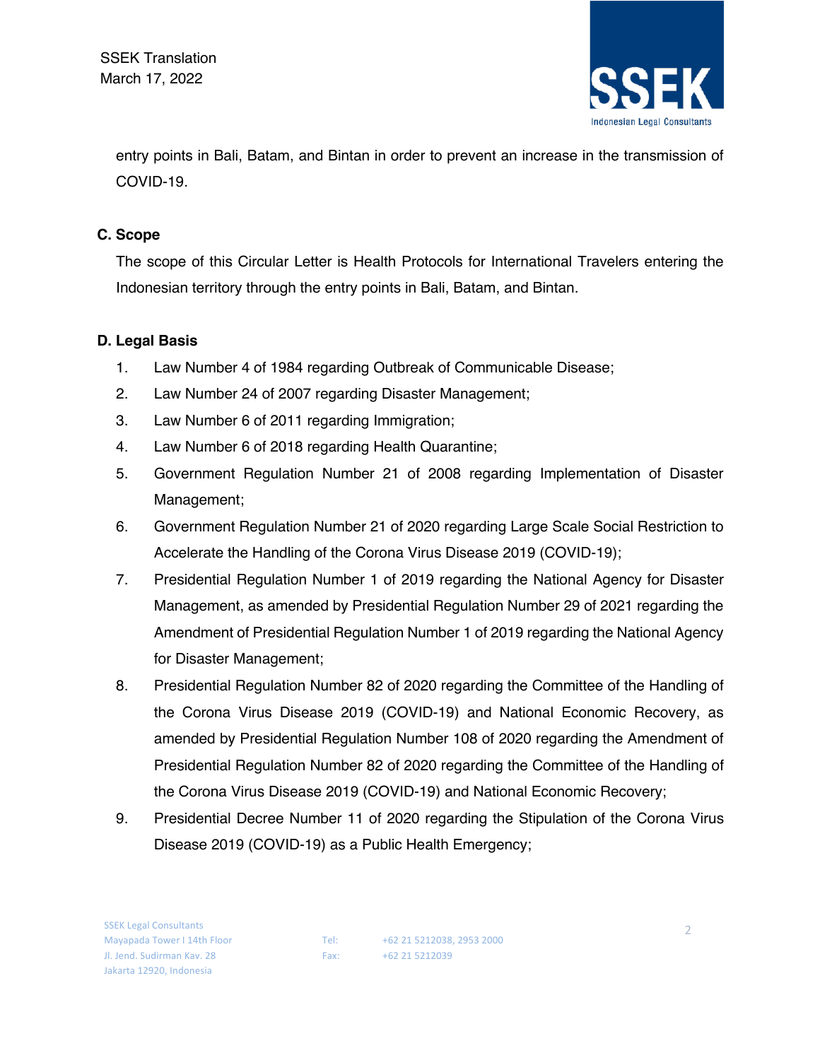entry points in Bali, Batam, and Bintan in order to prevent an increase in the transmission of COVID-19.

**C. Scope**

The scope of this Circular Letter is Health Protocols for International Travelers entering the Indonesian territory through the entry points in Bali, Batam, and Bintan.

**D. Legal Basis**

1. Law Number 4 of 1984 regarding Outbreak of Communicable Disease;
2. Law Number 24 of 2007 regarding Disaster Management;
3. Law Number 6 of 2011 regarding Immigration;
4. Law Number 6 of 2018 regarding Health Quarantine;
5. Government Regulation Number 21 of 2008 regarding Implementation of Disaster Management;
6. Government Regulation Number 21 of 2020 regarding Large Scale Social Restriction to Accelerate the Handling of the Corona Virus Disease 2019 (COVID-19);
7. Presidential Regulation Number 1 of 2019 regarding the National Agency for Disaster Management, as amended by Presidential Regulation Number 29 of 2021 regarding the Amendment of Presidential Regulation Number 1 of 2019 regarding the National Agency for Disaster Management;
8. Presidential Regulation Number 82 of 2020 regarding the Committee of the Handling of the Corona Virus Disease 2019 (COVID-19) and National Economic Recovery, as amended by Presidential Regulation Number 108 of 2020 regarding the Amendment of Presidential Regulation Number 82 of 2020 regarding the Committee of the Handling of the Corona Virus Disease 2019 (COVID-19) and National Economic Recovery;
9. Presidential Decree Number 11 of 2020 regarding the Stipulation of the Corona Virus Disease 2019 (COVID-19) as a Public Health Emergency;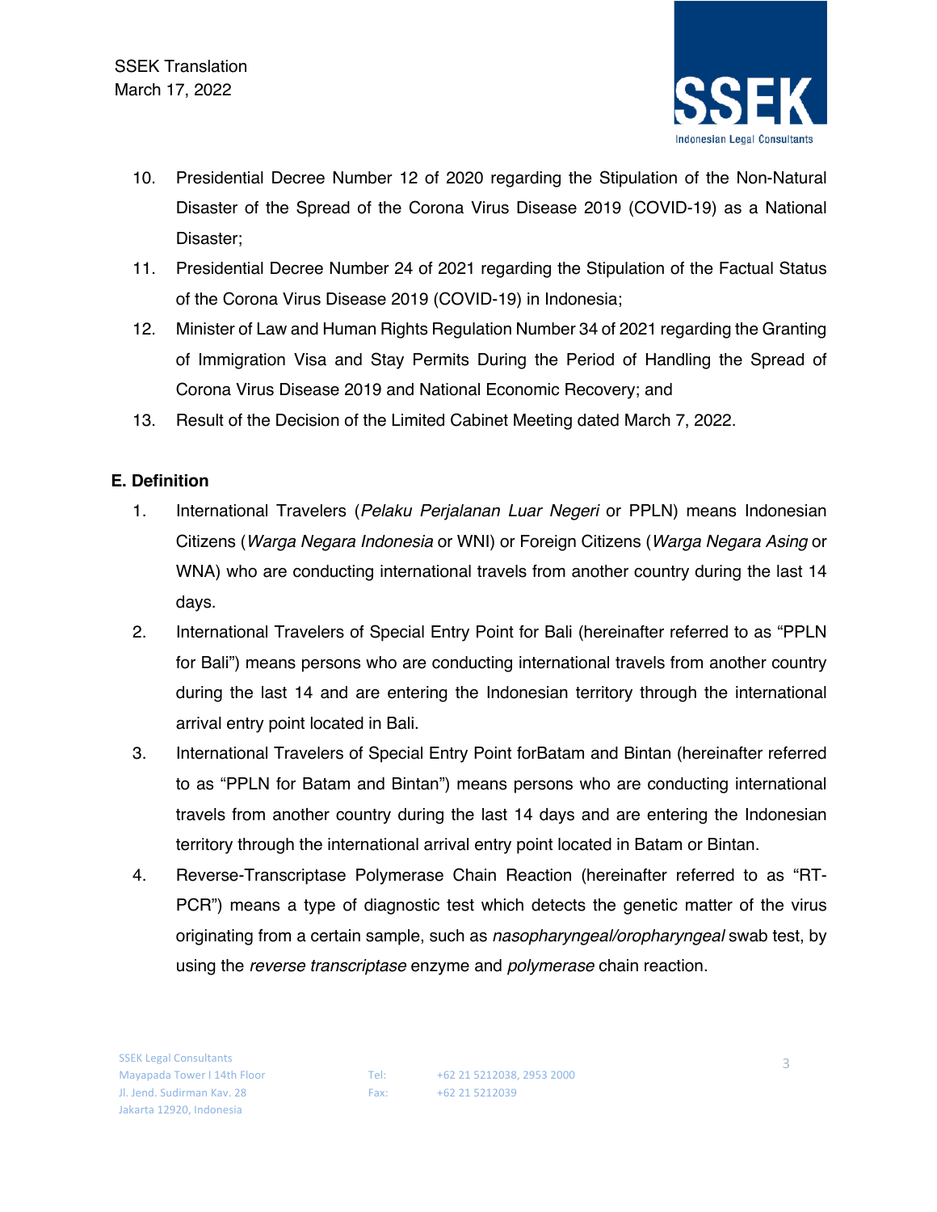10. Presidential Decree Number 12 of 2020 regarding the Stipulation of the Non-Natural Disaster of the Spread of the Corona Virus Disease 2019 (COVID-19) as a National Disaster;
11. Presidential Decree Number 24 of 2021 regarding the Stipulation of the Factual Status of the Corona Virus Disease 2019 (COVID-19) in Indonesia;
12. Minister of Law and Human Rights Regulation Number 34 of 2021 regarding the Granting of Immigration Visa and Stay Permits During the Period of Handling the Spread of Corona Virus Disease 2019 and National Economic Recovery; and
13. Result of the Decision of the Limited Cabinet Meeting dated March 7, 2022.

## E. Definition

1. International Travelers (*Pelaku Perjalanan Luar Negeri* or PPLN) means Indonesian Citizens (*Warga Negara Indonesia* or WNI) or Foreign Citizens (*Warga Negara Asing* or WNA) who are conducting international travels from another country during the last 14 days.
2. International Travelers of Special Entry Point for Bali (hereinafter referred to as "PPLN for Bali") means persons who are conducting international travels from another country during the last 14 and are entering the Indonesian territory through the international arrival entry point located in Bali.
3. International Travelers of Special Entry Point forBatam and Bintan (hereinafter referred to as "PPLN for Batam and Bintan") means persons who are conducting international travels from another country during the last 14 days and are entering the Indonesian territory through the international arrival entry point located in Batam or Bintan.
4. Reverse-Transcriptase Polymerase Chain Reaction (hereinafter referred to as "RT-PCR") means a type of diagnostic test which detects the genetic matter of the virus originating from a certain sample, such as *nasopharyngeal/oropharyngeal* swab test, by using the *reverse transcriptase* enzyme and *polymerase* chain reaction.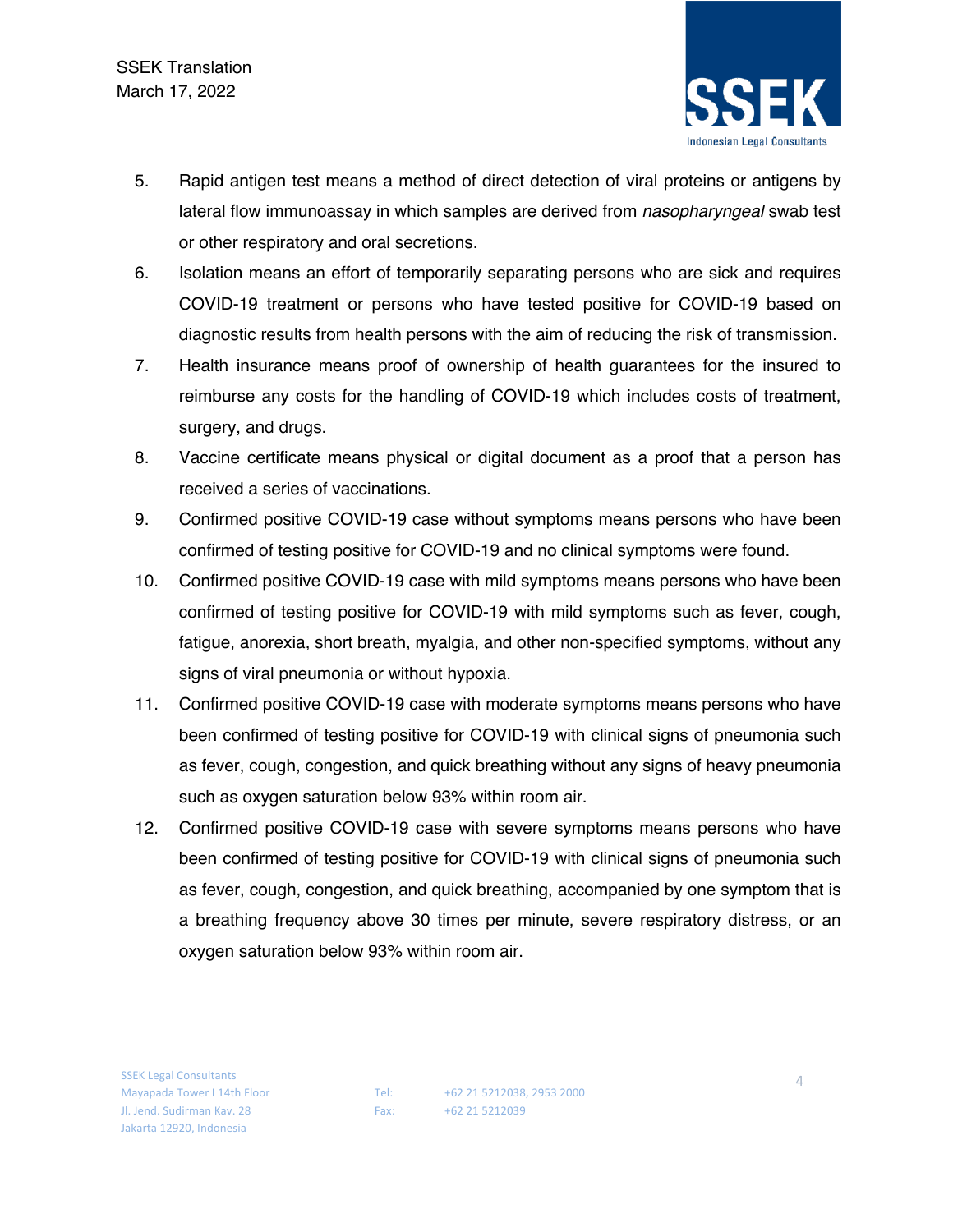5. Rapid antigen test means a method of direct detection of viral proteins or antigens by lateral flow immunoassay in which samples are derived from *nasopharyngeal* swab test or other respiratory and oral secretions.
6. Isolation means an effort of temporarily separating persons who are sick and requires COVID-19 treatment or persons who have tested positive for COVID-19 based on diagnostic results from health persons with the aim of reducing the risk of transmission.
7. Health insurance means proof of ownership of health guarantees for the insured to reimburse any costs for the handling of COVID-19 which includes costs of treatment, surgery, and drugs.
8. Vaccine certificate means physical or digital document as a proof that a person has received a series of vaccinations.
9. Confirmed positive COVID-19 case without symptoms means persons who have been confirmed of testing positive for COVID-19 and no clinical symptoms were found.
10. Confirmed positive COVID-19 case with mild symptoms means persons who have been confirmed of testing positive for COVID-19 with mild symptoms such as fever, cough, fatigue, anorexia, short breath, myalgia, and other non-specified symptoms, without any signs of viral pneumonia or without hypoxia.
11. Confirmed positive COVID-19 case with moderate symptoms means persons who have been confirmed of testing positive for COVID-19 with clinical signs of pneumonia such as fever, cough, congestion, and quick breathing without any signs of heavy pneumonia such as oxygen saturation below 93% within room air.
12. Confirmed positive COVID-19 case with severe symptoms means persons who have been confirmed of testing positive for COVID-19 with clinical signs of pneumonia such as fever, cough, congestion, and quick breathing, accompanied by one symptom that is a breathing frequency above 30 times per minute, severe respiratory distress, or an oxygen saturation below 93% within room air.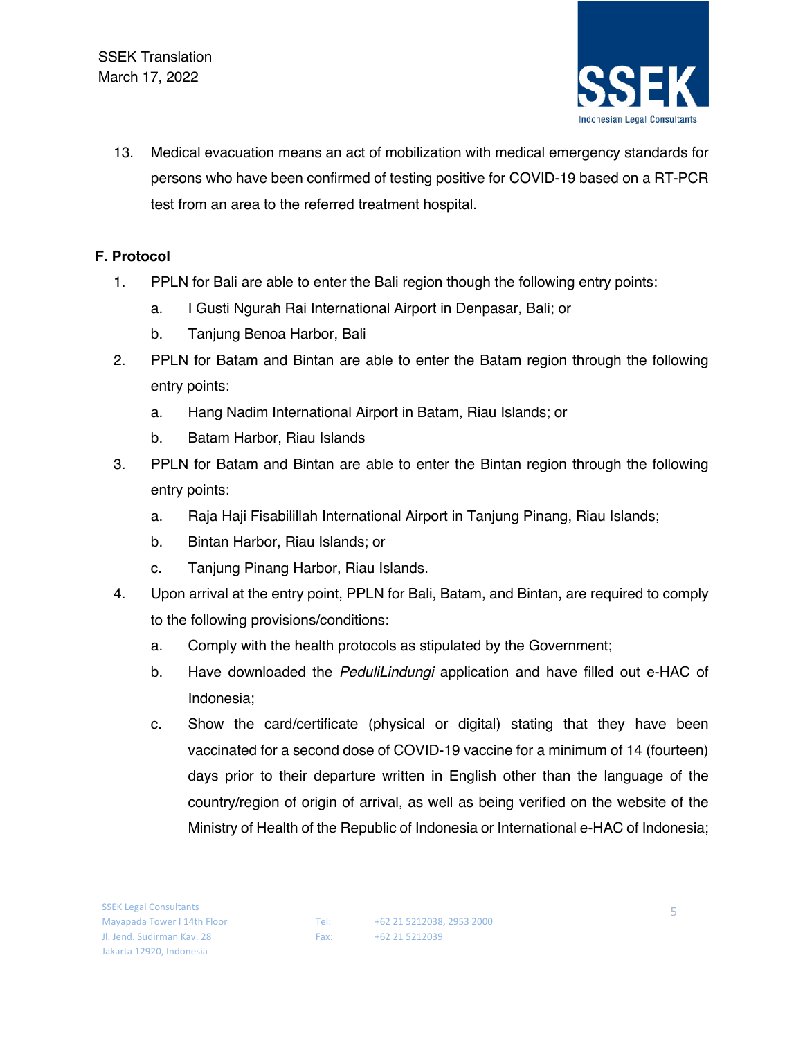13. Medical evacuation means an act of mobilization with medical emergency standards for persons who have been confirmed of testing positive for COVID-19 based on a RT-PCR test from an area to the referred treatment hospital.

**F. Protocol**

1. PPLN for Bali are able to enter the Bali region though the following entry points:
   a. I Gusti Ngurah Rai International Airport in Denpasar, Bali; or
   b. Tanjung Benoa Harbor, Bali
2. PPLN for Batam and Bintan are able to enter the Batam region through the following entry points:
   a. Hang Nadim International Airport in Batam, Riau Islands; or
   b. Batam Harbor, Riau Islands
3. PPLN for Batam and Bintan are able to enter the Bintan region through the following entry points:
   a. Raja Haji Fisabilillah International Airport in Tanjung Pinang, Riau Islands;
   b. Bintan Harbor, Riau Islands; or
   c. Tanjung Pinang Harbor, Riau Islands.
4. Upon arrival at the entry point, PPLN for Bali, Batam, and Bintan, are required to comply to the following provisions/conditions:
   a. Comply with the health protocols as stipulated by the Government;
   b. Have downloaded the *PeduliLindungi* application and have filled out e-HAC of Indonesia;
   c. Show the card/certificate (physical or digital) stating that they have been vaccinated for a second dose of COVID-19 vaccine for a minimum of 14 (fourteen) days prior to their departure written in English other than the language of the country/region of origin of arrival, as well as being verified on the website of the Ministry of Health of the Republic of Indonesia or International e-HAC of Indonesia;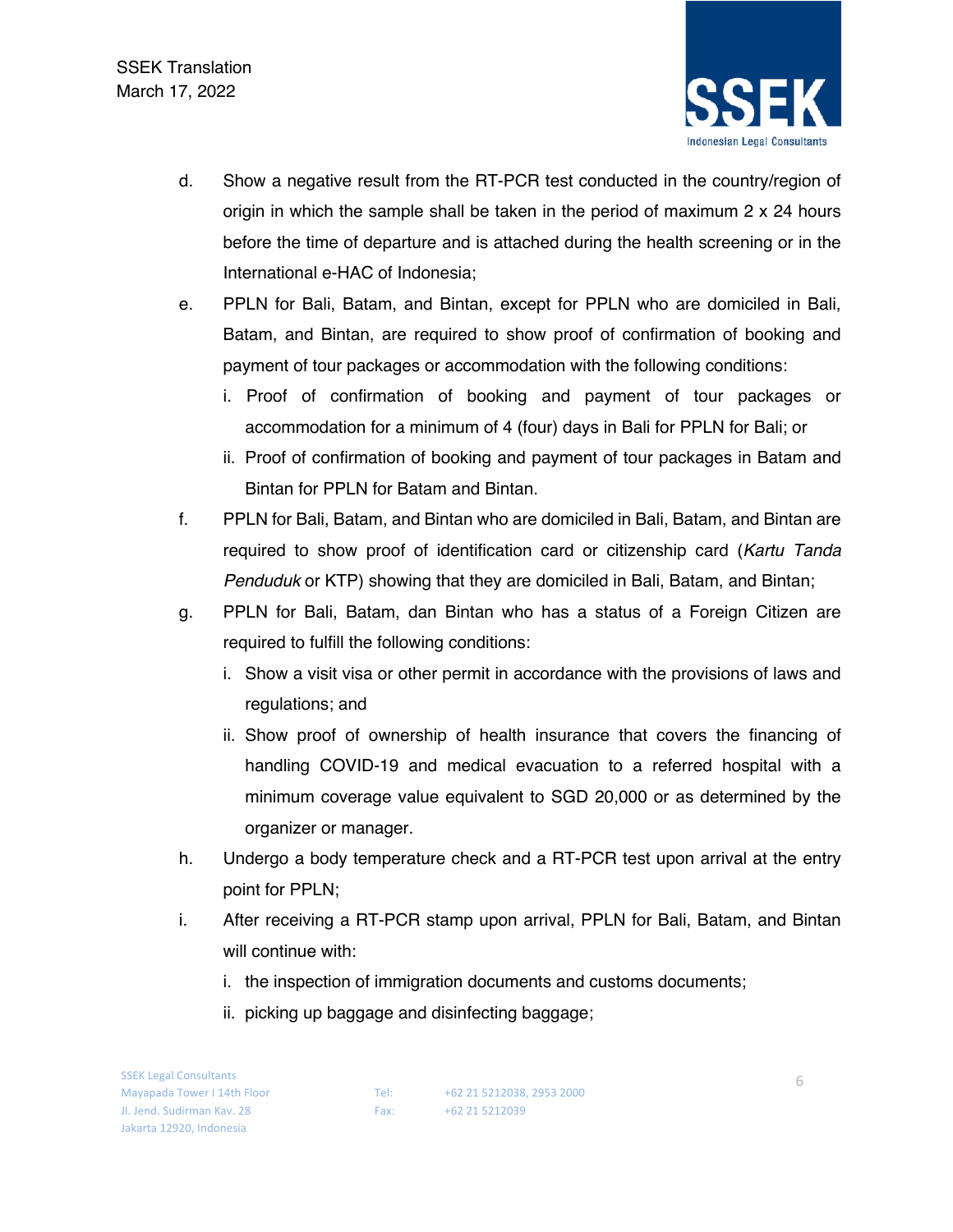d. Show a negative result from the RT-PCR test conducted in the country/region of origin in which the sample shall be taken in the period of maximum 2 x 24 hours before the time of departure and is attached during the health screening or in the International e-HAC of Indonesia;

e. PPLN for Bali, Batam, and Bintan, except for PPLN who are domiciled in Bali, Batam, and Bintan, are required to show proof of confirmation of booking and payment of tour packages or accommodation with the following conditions:

   i. Proof of confirmation of booking and payment of tour packages or accommodation for a minimum of 4 (four) days in Bali for PPLN for Bali; or

   ii. Proof of confirmation of booking and payment of tour packages in Batam and Bintan for PPLN for Batam and Bintan.

f. PPLN for Bali, Batam, and Bintan who are domiciled in Bali, Batam, and Bintan are required to show proof of identification card or citizenship card (*Kartu Tanda Penduduk* or KTP) showing that they are domiciled in Bali, Batam, and Bintan;

g. PPLN for Bali, Batam, dan Bintan who has a status of a Foreign Citizen are required to fulfill the following conditions:

   i. Show a visit visa or other permit in accordance with the provisions of laws and regulations; and

   ii. Show proof of ownership of health insurance that covers the financing of handling COVID-19 and medical evacuation to a referred hospital with a minimum coverage value equivalent to SGD 20,000 or as determined by the organizer or manager.

h. Undergo a body temperature check and a RT-PCR test upon arrival at the entry point for PPLN;

i. After receiving a RT-PCR stamp upon arrival, PPLN for Bali, Batam, and Bintan will continue with:

   i. the inspection of immigration documents and customs documents;

   ii. picking up baggage and disinfecting baggage;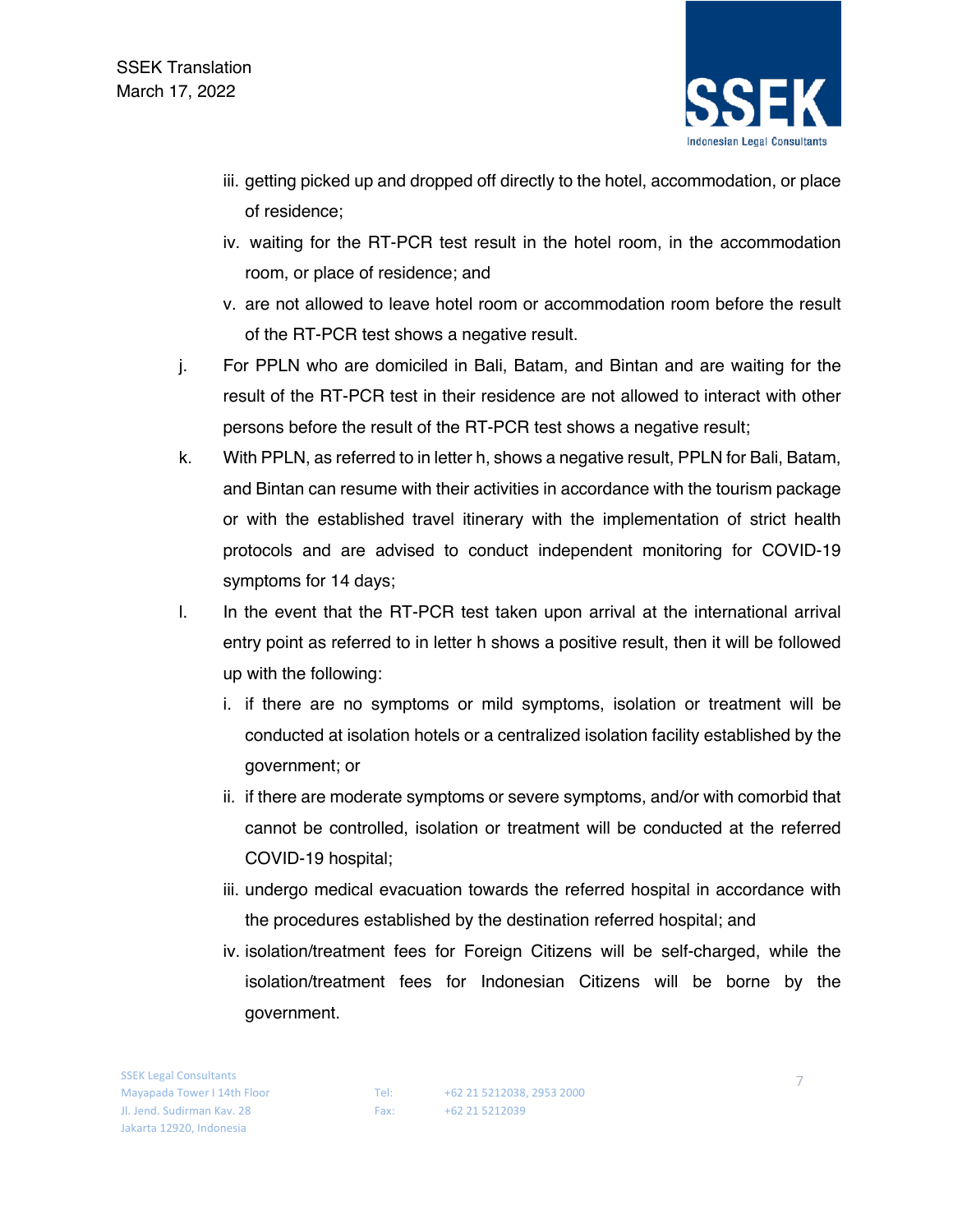iii. getting picked up and dropped off directly to the hotel, accommodation, or place of residence;
iv. waiting for the RT-PCR test result in the hotel room, in the accommodation room, or place of residence; and
v. are not allowed to leave hotel room or accommodation room before the result of the RT-PCR test shows a negative result.

j. For PPLN who are domiciled in Bali, Batam, and Bintan and are waiting for the result of the RT-PCR test in their residence are not allowed to interact with other persons before the result of the RT-PCR test shows a negative result;

k. With PPLN, as referred to in letter h, shows a negative result, PPLN for Bali, Batam, and Bintan can resume with their activities in accordance with the tourism package or with the established travel itinerary with the implementation of strict health protocols and are advised to conduct independent monitoring for COVID-19 symptoms for 14 days;

l. In the event that the RT-PCR test taken upon arrival at the international arrival entry point as referred to in letter h shows a positive result, then it will be followed up with the following:
i. if there are no symptoms or mild symptoms, isolation or treatment will be conducted at isolation hotels or a centralized isolation facility established by the government; or
ii. if there are moderate symptoms or severe symptoms, and/or with comorbid that cannot be controlled, isolation or treatment will be conducted at the referred COVID-19 hospital;
iii. undergo medical evacuation towards the referred hospital in accordance with the procedures established by the destination referred hospital; and
iv. isolation/treatment fees for Foreign Citizens will be self-charged, while the isolation/treatment fees for Indonesian Citizens will be borne by the government.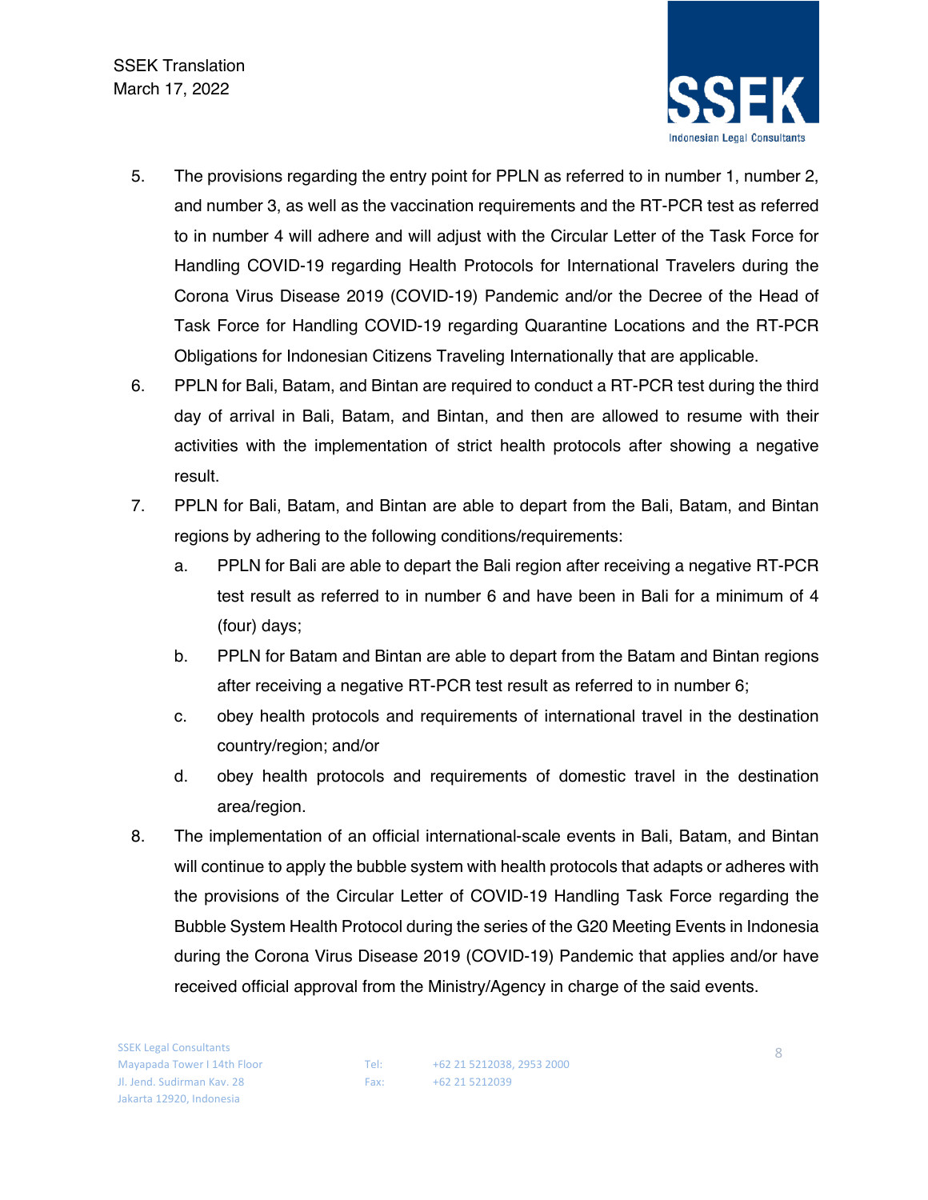5. The provisions regarding the entry point for PPLN as referred to in number 1, number 2, and number 3, as well as the vaccination requirements and the RT-PCR test as referred to in number 4 will adhere and will adjust with the Circular Letter of the Task Force for Handling COVID-19 regarding Health Protocols for International Travelers during the Corona Virus Disease 2019 (COVID-19) Pandemic and/or the Decree of the Head of Task Force for Handling COVID-19 regarding Quarantine Locations and the RT-PCR Obligations for Indonesian Citizens Traveling Internationally that are applicable.
6. PPLN for Bali, Batam, and Bintan are required to conduct a RT-PCR test during the third day of arrival in Bali, Batam, and Bintan, and then are allowed to resume with their activities with the implementation of strict health protocols after showing a negative result.
7. PPLN for Bali, Batam, and Bintan are able to depart from the Bali, Batam, and Bintan regions by adhering to the following conditions/requirements:
   a. PPLN for Bali are able to depart the Bali region after receiving a negative RT-PCR test result as referred to in number 6 and have been in Bali for a minimum of 4 (four) days;
   b. PPLN for Batam and Bintan are able to depart from the Batam and Bintan regions after receiving a negative RT-PCR test result as referred to in number 6;
   c. obey health protocols and requirements of international travel in the destination country/region; and/or
   d. obey health protocols and requirements of domestic travel in the destination area/region.
8. The implementation of an official international-scale events in Bali, Batam, and Bintan will continue to apply the bubble system with health protocols that adapts or adheres with the provisions of the Circular Letter of COVID-19 Handling Task Force regarding the Bubble System Health Protocol during the series of the G20 Meeting Events in Indonesia during the Corona Virus Disease 2019 (COVID-19) Pandemic that applies and/or have received official approval from the Ministry/Agency in charge of the said events.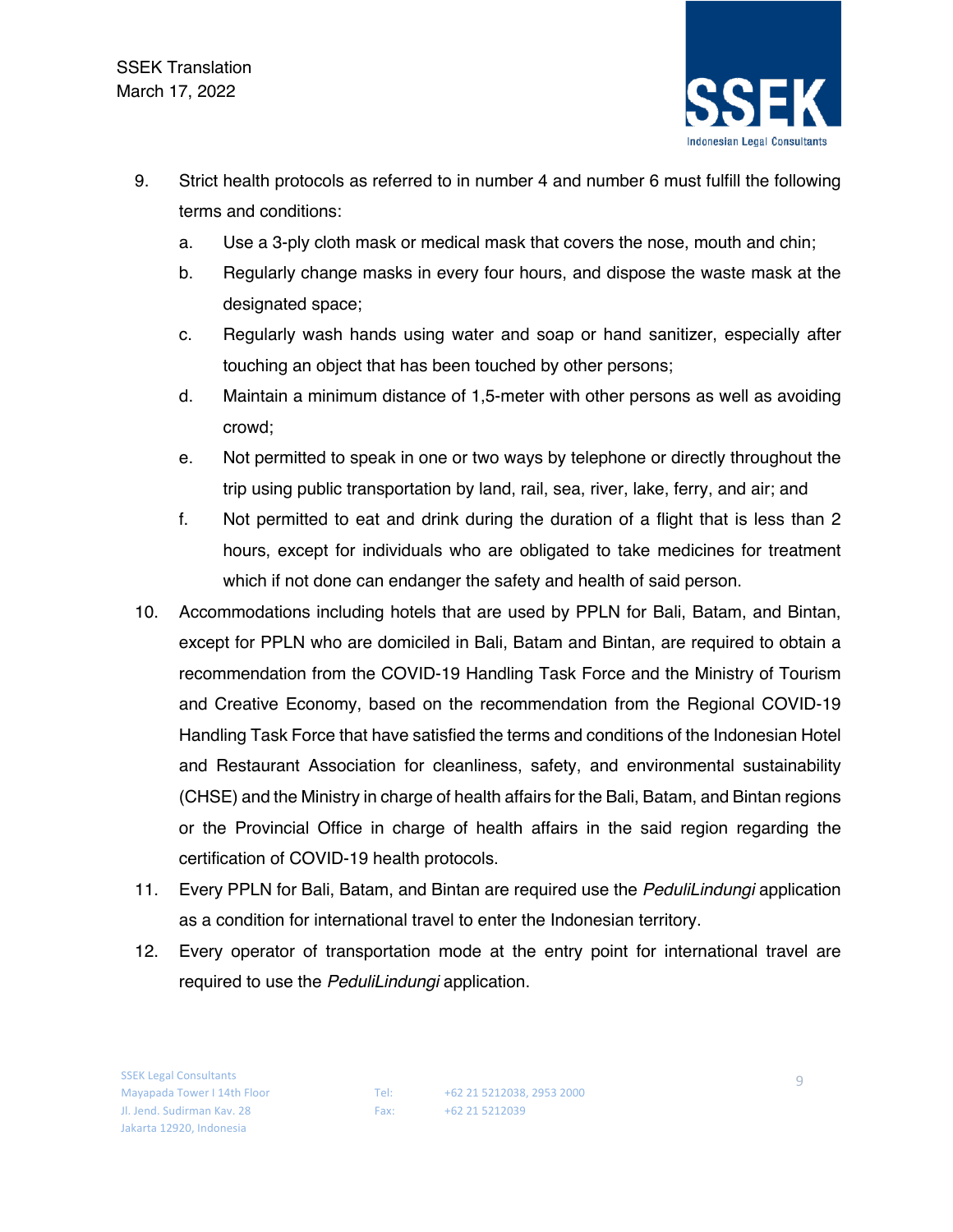9. Strict health protocols as referred to in number 4 and number 6 must fulfill the following terms and conditions:
   a. Use a 3-ply cloth mask or medical mask that covers the nose, mouth and chin;
   b. Regularly change masks in every four hours, and dispose the waste mask at the designated space;
   c. Regularly wash hands using water and soap or hand sanitizer, especially after touching an object that has been touched by other persons;
   d. Maintain a minimum distance of 1,5-meter with other persons as well as avoiding crowd;
   e. Not permitted to speak in one or two ways by telephone or directly throughout the trip using public transportation by land, rail, sea, river, lake, ferry, and air; and
   f. Not permitted to eat and drink during the duration of a flight that is less than 2 hours, except for individuals who are obligated to take medicines for treatment which if not done can endanger the safety and health of said person.
10. Accommodations including hotels that are used by PPLN for Bali, Batam, and Bintan, except for PPLN who are domiciled in Bali, Batam and Bintan, are required to obtain a recommendation from the COVID-19 Handling Task Force and the Ministry of Tourism and Creative Economy, based on the recommendation from the Regional COVID-19 Handling Task Force that have satisfied the terms and conditions of the Indonesian Hotel and Restaurant Association for cleanliness, safety, and environmental sustainability (CHSE) and the Ministry in charge of health affairs for the Bali, Batam, and Bintan regions or the Provincial Office in charge of health affairs in the said region regarding the certification of COVID-19 health protocols.
11. Every PPLN for Bali, Batam, and Bintan are required use the *PeduliLindungi* application as a condition for international travel to enter the Indonesian territory.
12. Every operator of transportation mode at the entry point for international travel are required to use the *PeduliLindungi* application.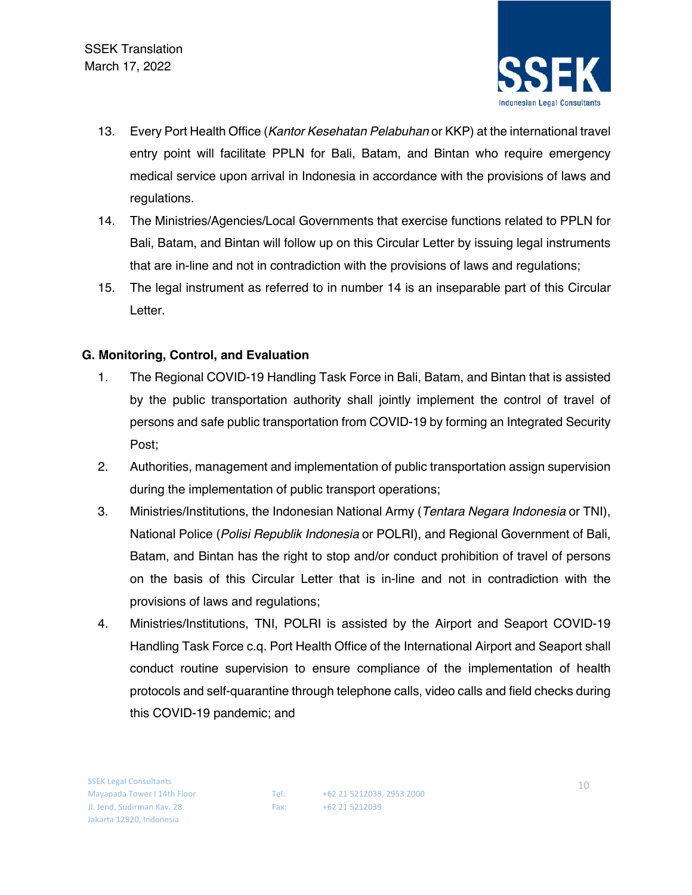13. Every Port Health Office (*Kantor Kesehatan Pelabuhan* or KKP) at the international travel entry point will facilitate PPLN for Bali, Batam, and Bintan who require emergency medical service upon arrival in Indonesia in accordance with the provisions of laws and regulations.
14. The Ministries/Agencies/Local Governments that exercise functions related to PPLN for Bali, Batam, and Bintan will follow up on this Circular Letter by issuing legal instruments that are in-line and not in contradiction with the provisions of laws and regulations;
15. The legal instrument as referred to in number 14 is an inseparable part of this Circular Letter.

**G. Monitoring, Control, and Evaluation**

1. The Regional COVID-19 Handling Task Force in Bali, Batam, and Bintan that is assisted by the public transportation authority shall jointly implement the control of travel of persons and safe public transportation from COVID-19 by forming an Integrated Security Post;
2. Authorities, management and implementation of public transportation assign supervision during the implementation of public transport operations;
3. Ministries/Institutions, the Indonesian National Army (*Tentara Negara Indonesia* or TNI), National Police (*Polisi Republik Indonesia* or POLRI), and Regional Government of Bali, Batam, and Bintan has the right to stop and/or conduct prohibition of travel of persons on the basis of this Circular Letter that is in-line and not in contradiction with the provisions of laws and regulations;
4. Ministries/Institutions, TNI, POLRI is assisted by the Airport and Seaport COVID-19 Handling Task Force c.q. Port Health Office of the International Airport and Seaport shall conduct routine supervision to ensure compliance of the implementation of health protocols and self-quarantine through telephone calls, video calls and field checks during this COVID-19 pandemic; and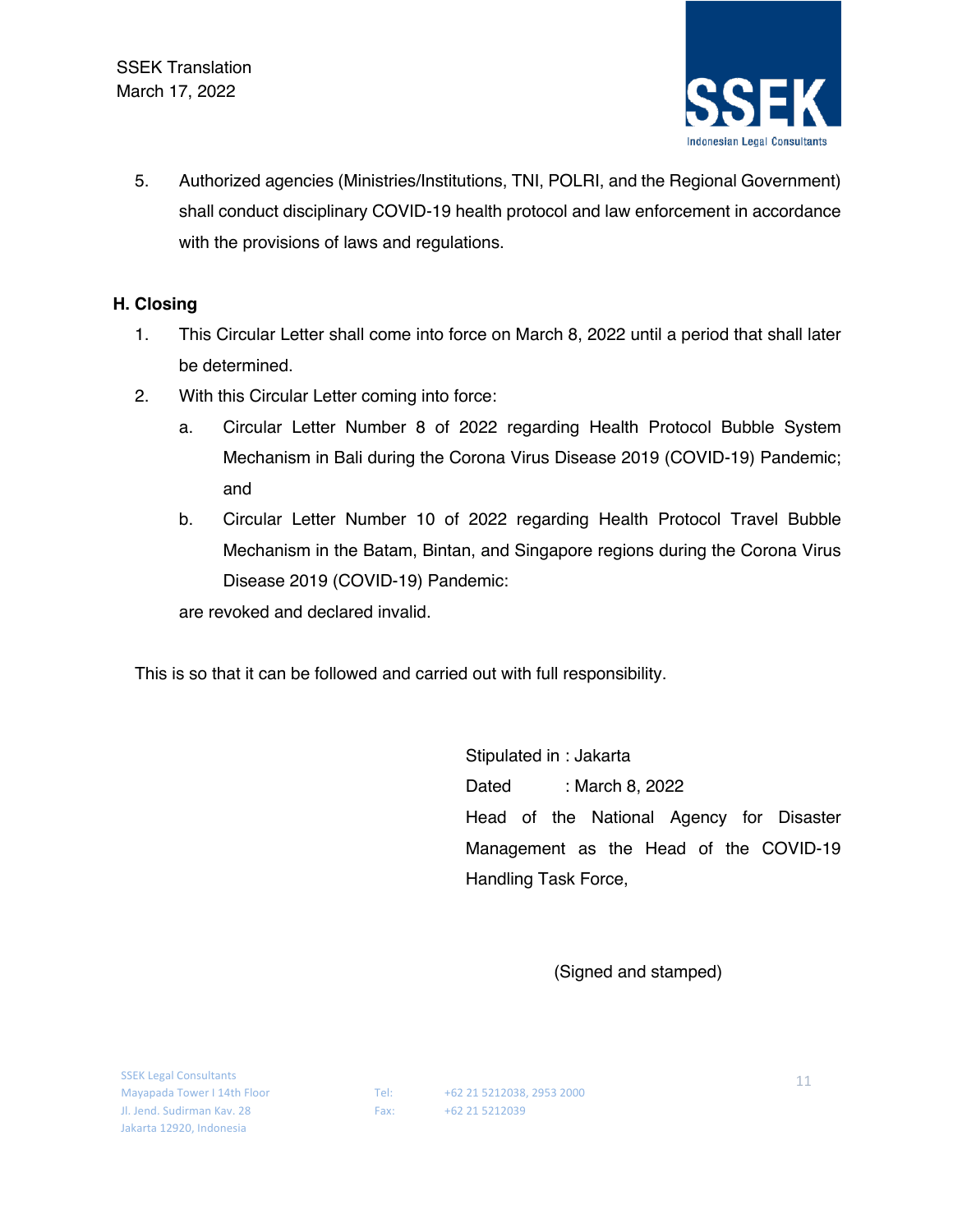5. Authorized agencies (Ministries/Institutions, TNI, POLRI, and the Regional Government) shall conduct disciplinary COVID-19 health protocol and law enforcement in accordance with the provisions of laws and regulations.

## H. Closing

1. This Circular Letter shall come into force on March 8, 2022 until a period that shall later be determined.
2. With this Circular Letter coming into force:
   a. Circular Letter Number 8 of 2022 regarding Health Protocol Bubble System Mechanism in Bali during the Corona Virus Disease 2019 (COVID-19) Pandemic; and
   b. Circular Letter Number 10 of 2022 regarding Health Protocol Travel Bubble Mechanism in the Batam, Bintan, and Singapore regions during the Corona Virus Disease 2019 (COVID-19) Pandemic:

   are revoked and declared invalid.

This is so that it can be followed and carried out with full responsibility.

Stipulated in : Jakarta
Dated : March 8, 2022
Head of the National Agency for Disaster Management as the Head of the COVID-19 Handling Task Force,

(Signed and stamped)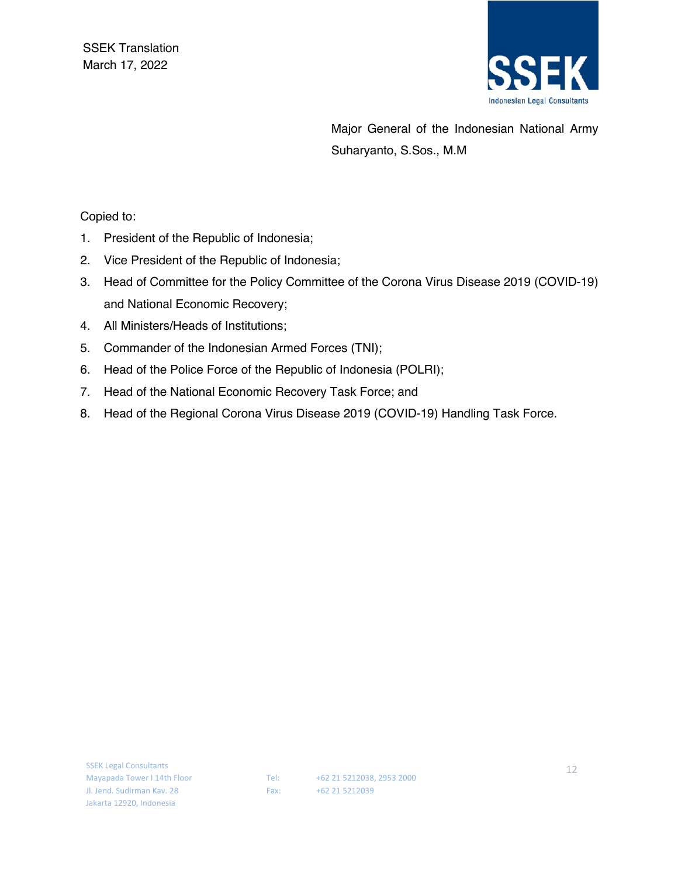Major General of the Indonesian National Army

Suharyanto, S.Sos., M.M

Copied to:

1. President of the Republic of Indonesia;
2. Vice President of the Republic of Indonesia;
3. Head of Committee for the Policy Committee of the Corona Virus Disease 2019 (COVID-19) and National Economic Recovery;
4. All Ministers/Heads of Institutions;
5. Commander of the Indonesian Armed Forces (TNI);
6. Head of the Police Force of the Republic of Indonesia (POLRI);
7. Head of the National Economic Recovery Task Force; and
8. Head of the Regional Corona Virus Disease 2019 (COVID-19) Handling Task Force.